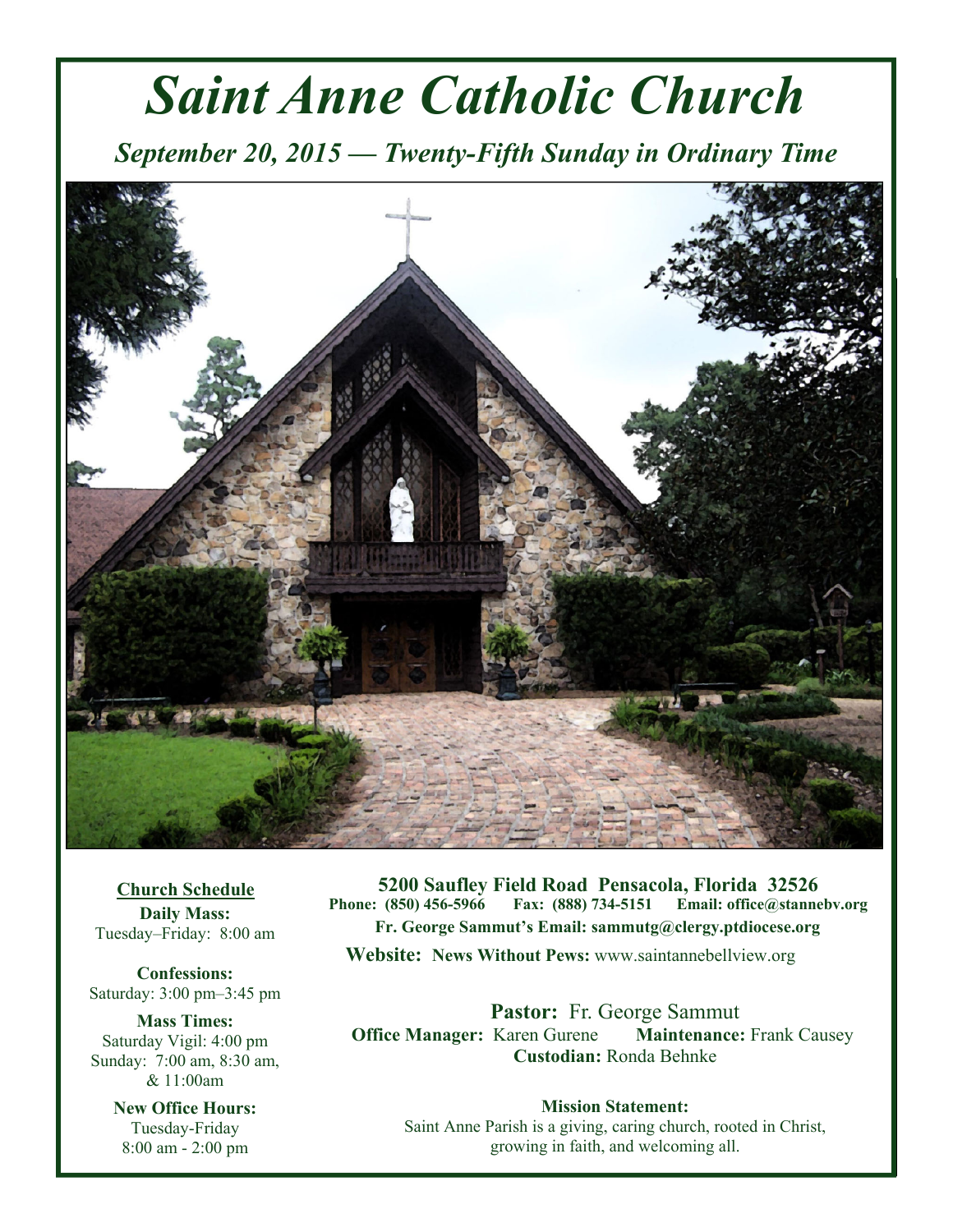# *Saint Anne Catholic Church*

## *September 20, 2015 — Twenty-Fifth Sunday in Ordinary Time*

**Church Schedule**

**Daily Mass:**
Tuesday–Friday: 8:00 am

**Confessions:**
Saturday: 3:00 pm–3:45 pm

**Mass Times:**
Saturday Vigil: 4:00 pm
Sunday: 7:00 am, 8:30 am, & 11:00am

**New Office Hours:**
Tuesday-Friday
8:00 am - 2:00 pm

**5200 Saufley Field Road Pensacola, Florida 32526**
**Phone: (850) 456-5966 Fax: (888) 734-5151 Email: office@stannebv.org**
**Fr. George Sammut's Email: sammutg@clergy.ptdiocese.org**
**Website: News Without Pews:** www.saintannebellview.org

**Pastor:** Fr. George Sammut
**Office Manager:** Karen Gurene **Maintenance:** Frank Causey
**Custodian:** Ronda Behnke

**Mission Statement:**
Saint Anne Parish is a giving, caring church, rooted in Christ, growing in faith, and welcoming all.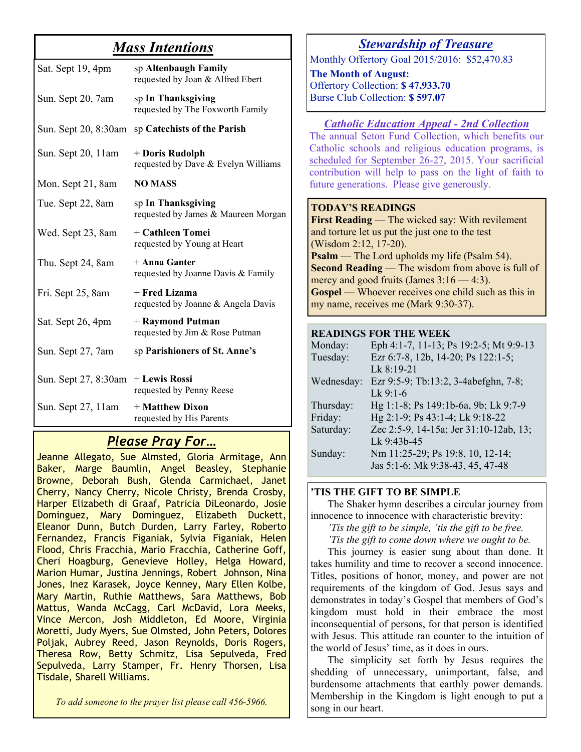## *Mass Intentions*

| | |
|---|---|
| Sat. Sept 19, 4pm | sp **Altenbaugh Family** requested by Joan & Alfred Ebert |
| Sun. Sept 20, 7am | sp **In Thanksgiving** requested by The Foxworth Family |
| Sun. Sept 20, 8:30am | sp **Catechists of the Parish** |
| Sun. Sept 20, 11am | **+ Doris Rudolph** requested by Dave & Evelyn Williams |
| Mon. Sept 21, 8am | **NO MASS** |
| Tue. Sept 22, 8am | sp **In Thanksgiving** requested by James & Maureen Morgan |
| Wed. Sept 23, 8am | + **Cathleen Tomei** requested by Young at Heart |
| Thu. Sept 24, 8am | + **Anna Ganter** requested by Joanne Davis & Family |
| Fri. Sept 25, 8am | + **Fred Lizama** requested by Joanne & Angela Davis |
| Sat. Sept 26, 4pm | + **Raymond Putman** requested by Jim & Rose Putman |
| Sun. Sept 27, 7am | sp **Parishioners of St. Anne's** |
| Sun. Sept 27, 8:30am | + **Lewis Rossi** requested by Penny Reese |
| Sun. Sept 27, 11am | **+ Matthew Dixon** requested by His Parents |

## *Please Pray For…*

Jeanne Allegato, Sue Almsted, Gloria Armitage, Ann Baker, Marge Baumlin, Angel Beasley, Stephanie Browne, Deborah Bush, Glenda Carmichael, Janet Cherry, Nancy Cherry, Nicole Christy, Brenda Crosby, Harper Elizabeth di Graaf, Patricia DiLeonardo, Josie Dominguez, Mary Dominguez, Elizabeth Duckett, Eleanor Dunn, Butch Durden, Larry Farley, Roberto Fernandez, Francis Figaniak, Sylvia Figaniak, Helen Flood, Chris Fracchia, Mario Fracchia, Catherine Goff, Cheri Hoagburg, Genevieve Holley, Helga Howard, Marion Humar, Justina Jennings, Robert Johnson, Nina Jones, Inez Karasek, Joyce Kenney, Mary Ellen Kolbe, Mary Martin, Ruthie Matthews, Sara Matthews, Bob Mattus, Wanda McCagg, Carl McDavid, Lora Meeks, Vince Mercon, Josh Middleton, Ed Moore, Virginia Moretti, Judy Myers, Sue Olmsted, John Peters, Dolores Poljak, Aubrey Reed, Jason Reynolds, Doris Rogers, Theresa Row, Betty Schmitz, Lisa Sepulveda, Fred Sepulveda, Larry Stamper, Fr. Henry Thorsen, Lisa Tisdale, Sharell Williams.

*To add someone to the prayer list please call 456-5966.*

## *Stewardship of Treasure*

Monthly Offertory Goal 2015/2016: $52,470.83

**The Month of August:**
Offertory Collection: **$ 47,933.70**
Burse Club Collection: **$ 597.07**

### *Catholic Education Appeal - 2nd Collection*

The annual Seton Fund Collection, which benefits our Catholic schools and religious education programs, is scheduled for September 26-27, 2015. Your sacrificial contribution will help to pass on the light of faith to future generations. Please give generously.

**TODAY'S READINGS**

**First Reading** — The wicked say: With revilement and torture let us put the just one to the test (Wisdom 2:12, 17-20).
**Psalm** — The Lord upholds my life (Psalm 54).
**Second Reading** — The wisdom from above is full of mercy and good fruits (James 3:16 — 4:3).
**Gospel** — Whoever receives one child such as this in my name, receives me (Mark 9:30-37).

**READINGS FOR THE WEEK**

| | |
|---|---|
| Monday: | Eph 4:1-7, 11-13; Ps 19:2-5; Mt 9:9-13 |
| Tuesday: | Ezr 6:7-8, 12b, 14-20; Ps 122:1-5; Lk 8:19-21 |
| Wednesday: | Ezr 9:5-9; Tb:13:2, 3-4abefghn, 7-8; Lk 9:1-6 |
| Thursday: | Hg 1:1-8; Ps 149:1b-6a, 9b; Lk 9:7-9 |
| Friday: | Hg 2:1-9; Ps 43:1-4; Lk 9:18-22 |
| Saturday: | Zec 2:5-9, 14-15a; Jer 31:10-12ab, 13; Lk 9:43b-45 |
| Sunday: | Nm 11:25-29; Ps 19:8, 10, 12-14; Jas 5:1-6; Mk 9:38-43, 45, 47-48 |

**'TIS THE GIFT TO BE SIMPLE**

The Shaker hymn describes a circular journey from innocence to innocence with characteristic brevity:

*'Tis the gift to be simple, 'tis the gift to be free.*
*'Tis the gift to come down where we ought to be.*

This journey is easier sung about than done. It takes humility and time to recover a second innocence. Titles, positions of honor, money, and power are not requirements of the kingdom of God. Jesus says and demonstrates in today's Gospel that members of God's kingdom must hold in their embrace the most inconsequential of persons, for that person is identified with Jesus. This attitude ran counter to the intuition of the world of Jesus' time, as it does in ours.

The simplicity set forth by Jesus requires the shedding of unnecessary, unimportant, false, and burdensome attachments that earthly power demands. Membership in the Kingdom is light enough to put a song in our heart.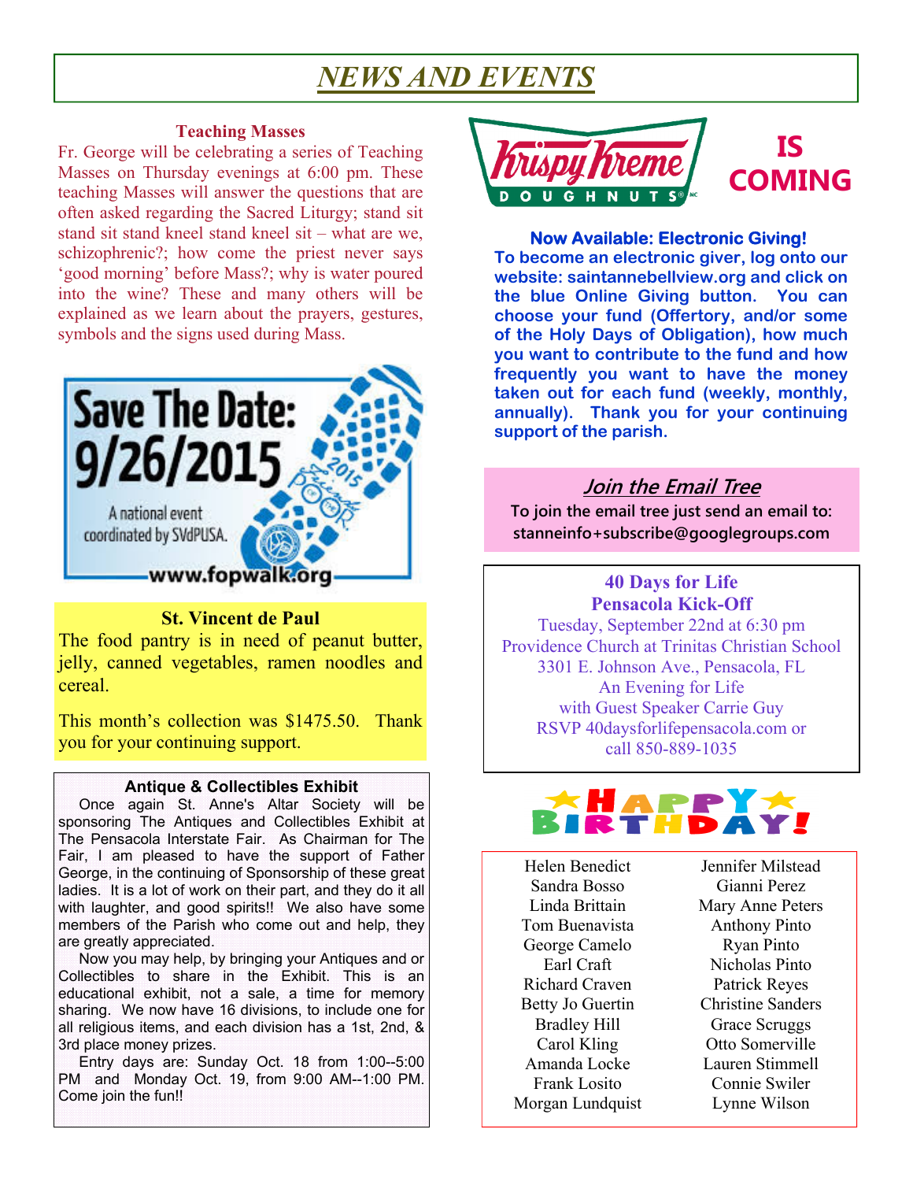# *NEWS AND EVENTS*

### Teaching Masses

Fr. George will be celebrating a series of Teaching Masses on Thursday evenings at 6:00 pm. These teaching Masses will answer the questions that are often asked regarding the Sacred Liturgy; stand sit stand sit stand kneel stand kneel sit – what are we, schizophrenic?; how come the priest never says 'good morning' before Mass?; why is water poured into the wine? These and many others will be explained as we learn about the prayers, gestures, symbols and the signs used during Mass.

Save The Date: 9/26/2015

A national event coordinated by SVdPUSA.

2015 Friends of the Poor

www.fopwalk.org

### St. Vincent de Paul

The food pantry is in need of peanut butter, jelly, canned vegetables, ramen noodles and cereal.

This month's collection was $1475.50. Thank you for your continuing support.

### Antique & Collectibles Exhibit

Once again St. Anne's Altar Society will be sponsoring The Antiques and Collectibles Exhibit at The Pensacola Interstate Fair. As Chairman for The Fair, I am pleased to have the support of Father George, in the continuing of Sponsorship of these great ladies. It is a lot of work on their part, and they do it all with laughter, and good spirits!! We also have some members of the Parish who come out and help, they are greatly appreciated.

Now you may help, by bringing your Antiques and or Collectibles to share in the Exhibit. This is an educational exhibit, not a sale, a time for memory sharing. We now have 16 divisions, to include one for all religious items, and each division has a 1st, 2nd, & 3rd place money prizes.

Entry days are: Sunday Oct. 18 from 1:00--5:00 PM and Monday Oct. 19, from 9:00 AM--1:00 PM. Come join the fun!!

Krispy Kreme DOUGHNUTS **IS COMING**

### Now Available: Electronic Giving!

**To become an electronic giver, log onto our website: saintannebellview.org and click on the blue Online Giving button. You can choose your fund (Offertory, and/or some of the Holy Days of Obligation), how much you want to contribute to the fund and how frequently you want to have the money taken out for each fund (weekly, monthly, annually). Thank you for your continuing support of the parish.**

### *Join the Email Tree*

**To join the email tree just send an email to: stanneinfo+subscribe@googlegroups.com**

### 40 Days for Life
### Pensacola Kick-Off

Tuesday, September 22nd at 6:30 pm
Providence Church at Trinitas Christian School
3301 E. Johnson Ave., Pensacola, FL
An Evening for Life
with Guest Speaker Carrie Guy
RSVP 40daysforlifepensacola.com or
call 850-889-1035

### HAPPY BIRTHDAY!

Helen Benedict
Sandra Bosso
Linda Brittain
Tom Buenavista
George Camelo
Earl Craft
Richard Craven
Betty Jo Guertin
Bradley Hill
Carol Kling
Amanda Locke
Frank Losito
Morgan Lundquist
Jennifer Milstead
Gianni Perez
Mary Anne Peters
Anthony Pinto
Ryan Pinto
Nicholas Pinto
Patrick Reyes
Christine Sanders
Grace Scruggs
Otto Somerville
Lauren Stimmell
Connie Swiler
Lynne Wilson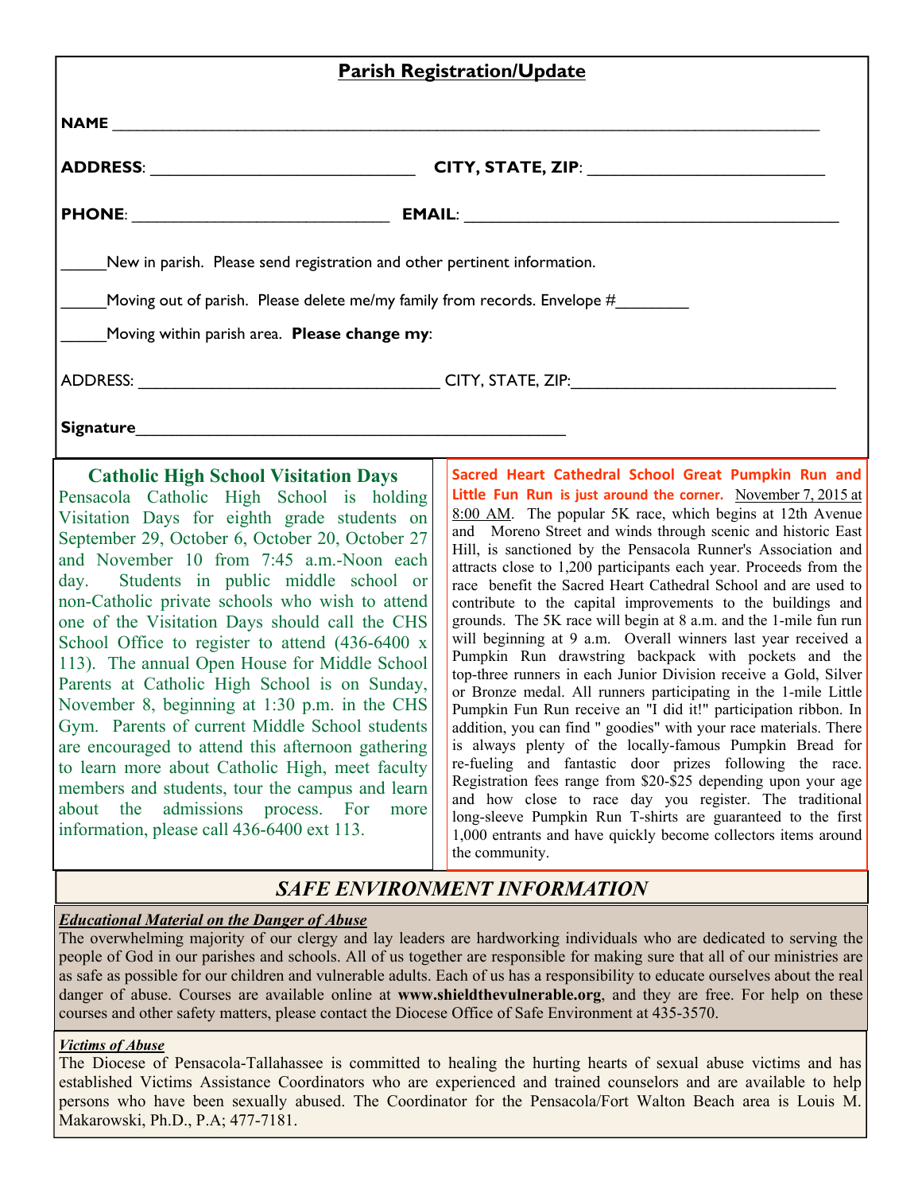## Parish Registration/Update

**NAME** ____________________________________________________________

**ADDRESS**: ______________________________ **CITY, STATE, ZIP**: ________________________

**PHONE**: ______________________________ **EMAIL**: ________________________________________

_____New in parish. Please send registration and other pertinent information.

_____Moving out of parish. Please delete me/my family from records. Envelope #________

_____Moving within parish area. **Please change my**:

ADDRESS: __________________________________ CITY, STATE, ZIP:_____________________________

**Signature**_______________________________________________

### Catholic High School Visitation Days

Pensacola Catholic High School is holding Visitation Days for eighth grade students on September 29, October 6, October 20, October 27 and November 10 from 7:45 a.m.-Noon each day. Students in public middle school or non-Catholic private schools who wish to attend one of the Visitation Days should call the CHS School Office to register to attend (436-6400 x 113). The annual Open House for Middle School Parents at Catholic High School is on Sunday, November 8, beginning at 1:30 p.m. in the CHS Gym. Parents of current Middle School students are encouraged to attend this afternoon gathering to learn more about Catholic High, meet faculty members and students, tour the campus and learn about the admissions process. For more information, please call 436-6400 ext 113.

**Sacred Heart Cathedral School Great Pumpkin Run and Little Fun Run is just around the corner.** November 7, 2015 at 8:00 AM. The popular 5K race, which begins at 12th Avenue and Moreno Street and winds through scenic and historic East Hill, is sanctioned by the Pensacola Runner's Association and attracts close to 1,200 participants each year. Proceeds from the race benefit the Sacred Heart Cathedral School and are used to contribute to the capital improvements to the buildings and grounds. The 5K race will begin at 8 a.m. and the 1-mile fun run will beginning at 9 a.m. Overall winners last year received a Pumpkin Run drawstring backpack with pockets and the top-three runners in each Junior Division receive a Gold, Silver or Bronze medal. All runners participating in the 1-mile Little Pumpkin Fun Run receive an "I did it!" participation ribbon. In addition, you can find " goodies" with your race materials. There is always plenty of the locally-famous Pumpkin Bread for re-fueling and fantastic door prizes following the race. Registration fees range from $20-$25 depending upon your age and how close to race day you register. The traditional long-sleeve Pumpkin Run T-shirts are guaranteed to the first 1,000 entrants and have quickly become collectors items around the community.

## *SAFE ENVIRONMENT INFORMATION*

***Educational Material on the Danger of Abuse***

The overwhelming majority of our clergy and lay leaders are hardworking individuals who are dedicated to serving the people of God in our parishes and schools. All of us together are responsible for making sure that all of our ministries are as safe as possible for our children and vulnerable adults. Each of us has a responsibility to educate ourselves about the real danger of abuse. Courses are available online at **www.shieldthevulnerable.org**, and they are free. For help on these courses and other safety matters, please contact the Diocese Office of Safe Environment at 435-3570.

***Victims of Abuse***

The Diocese of Pensacola-Tallahassee is committed to healing the hurting hearts of sexual abuse victims and has established Victims Assistance Coordinators who are experienced and trained counselors and are available to help persons who have been sexually abused. The Coordinator for the Pensacola/Fort Walton Beach area is Louis M. Makarowski, Ph.D., P.A; 477-7181.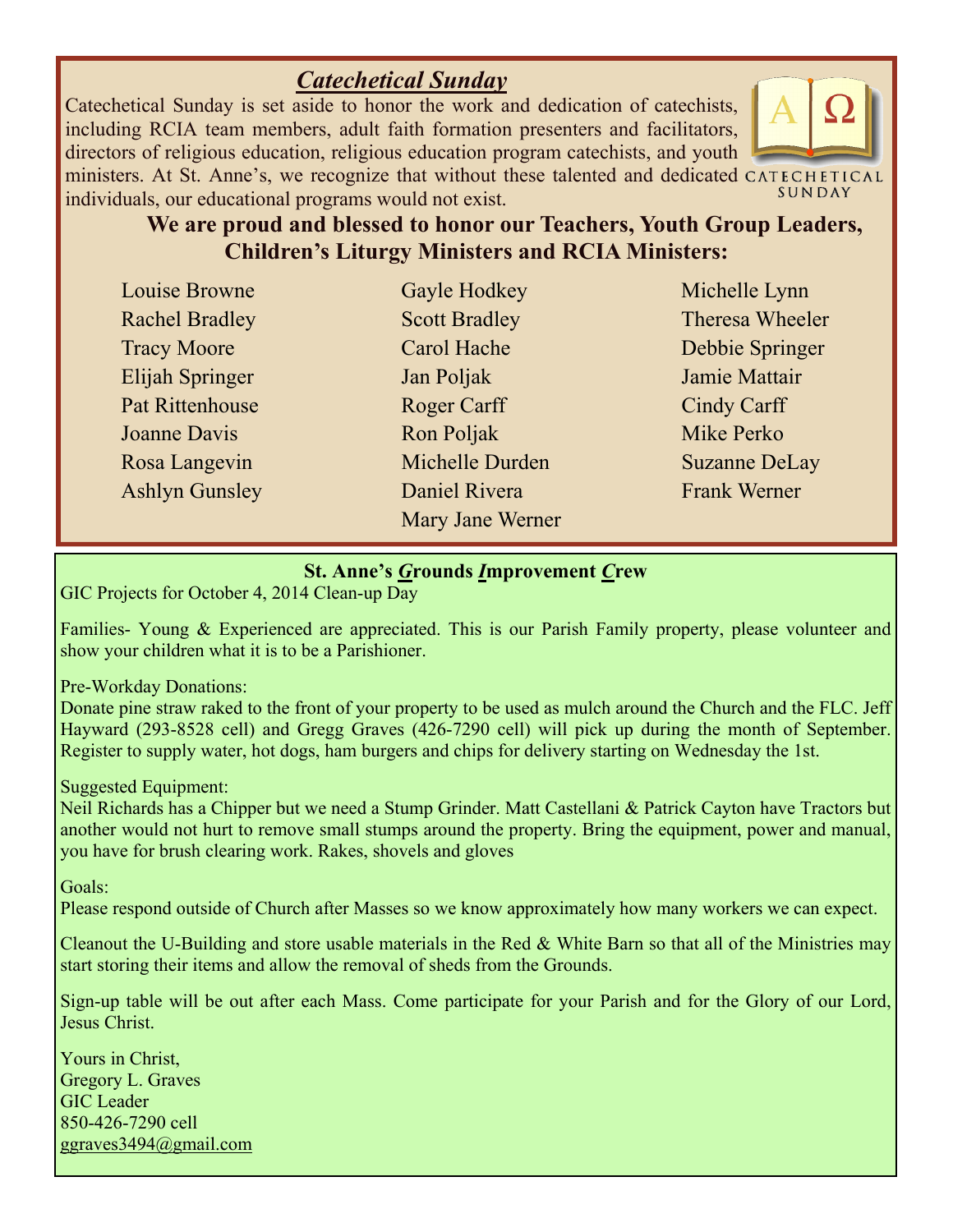## *Catechetical Sunday*

Catechetical Sunday is set aside to honor the work and dedication of catechists, including RCIA team members, adult faith formation presenters and facilitators, directors of religious education, religious education program catechists, and youth ministers. At St. Anne's, we recognize that without these talented and dedicated individuals, our educational programs would not exist.

CATECHETICAL SUNDAY

### We are proud and blessed to honor our Teachers, Youth Group Leaders, Children's Liturgy Ministers and RCIA Ministers:

Louise Browne
Rachel Bradley
Tracy Moore
Elijah Springer
Pat Rittenhouse
Joanne Davis
Rosa Langevin
Ashlyn Gunsley
Gayle Hodkey
Scott Bradley
Carol Hache
Jan Poljak
Roger Carff
Ron Poljak
Michelle Durden
Daniel Rivera
Mary Jane Werner
Michelle Lynn
Theresa Wheeler
Debbie Springer
Jamie Mattair
Cindy Carff
Mike Perko
Suzanne DeLay
Frank Werner

## St. Anne's *G*rounds *I*mprovement *C*rew

GIC Projects for October 4, 2014 Clean-up Day

Families- Young & Experienced are appreciated. This is our Parish Family property, please volunteer and show your children what it is to be a Parishioner.

Pre-Workday Donations:
Donate pine straw raked to the front of your property to be used as mulch around the Church and the FLC. Jeff Hayward (293-8528 cell) and Gregg Graves (426-7290 cell) will pick up during the month of September. Register to supply water, hot dogs, ham burgers and chips for delivery starting on Wednesday the 1st.

Suggested Equipment:
Neil Richards has a Chipper but we need a Stump Grinder. Matt Castellani & Patrick Cayton have Tractors but another would not hurt to remove small stumps around the property. Bring the equipment, power and manual, you have for brush clearing work. Rakes, shovels and gloves

Goals:
Please respond outside of Church after Masses so we know approximately how many workers we can expect.

Cleanout the U-Building and store usable materials in the Red & White Barn so that all of the Ministries may start storing their items and allow the removal of sheds from the Grounds.

Sign-up table will be out after each Mass. Come participate for your Parish and for the Glory of our Lord, Jesus Christ.

Yours in Christ,
Gregory L. Graves
GIC Leader
850-426-7290 cell
ggraves3494@gmail.com